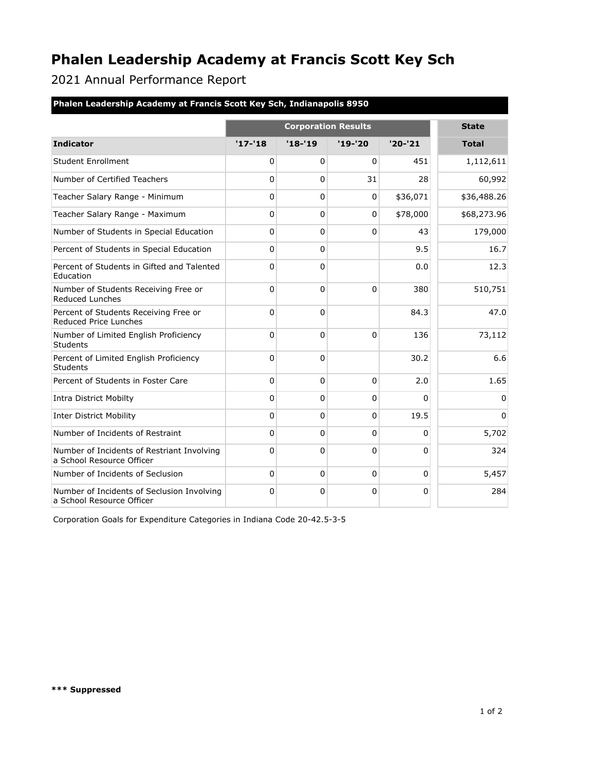# Phalen Leadership Academy at Francis Scott Key Sch

2021 Annual Performance Report

**Phalen Leadership Academy at Francis Scott Key Sch, Indianapolis 8950**

| | Corporation Results | | | | State |
|---|---|---|---|---|---|
| **Indicator** | **'17-'18** | **'18-'19** | **'19-'20** | **'20-'21** | **Total** |
| Student Enrollment | 0 | 0 | 0 | 451 | 1,112,611 |
| Number of Certified Teachers | 0 | 0 | 31 | 28 | 60,992 |
| Teacher Salary Range - Minimum | 0 | 0 | 0 | $36,071 | $36,488.26 |
| Teacher Salary Range - Maximum | 0 | 0 | 0 | $78,000 | $68,273.96 |
| Number of Students in Special Education | 0 | 0 | 0 | 43 | 179,000 |
| Percent of Students in Special Education | 0 | 0 | | 9.5 | 16.7 |
| Percent of Students in Gifted and Talented Education | 0 | 0 | | 0.0 | 12.3 |
| Number of Students Receiving Free or Reduced Lunches | 0 | 0 | 0 | 380 | 510,751 |
| Percent of Students Receiving Free or Reduced Price Lunches | 0 | 0 | | 84.3 | 47.0 |
| Number of Limited English Proficiency Students | 0 | 0 | 0 | 136 | 73,112 |
| Percent of Limited English Proficiency Students | 0 | 0 | | 30.2 | 6.6 |
| Percent of Students in Foster Care | 0 | 0 | 0 | 2.0 | 1.65 |
| Intra District Mobilty | 0 | 0 | 0 | 0 | 0 |
| Inter District Mobility | 0 | 0 | 0 | 19.5 | 0 |
| Number of Incidents of Restraint | 0 | 0 | 0 | 0 | 5,702 |
| Number of Incidents of Restriant Involving a School Resource Officer | 0 | 0 | 0 | 0 | 324 |
| Number of Incidents of Seclusion | 0 | 0 | 0 | 0 | 5,457 |
| Number of Incidents of Seclusion Involving a School Resource Officer | 0 | 0 | 0 | 0 | 284 |

Corporation Goals for Expenditure Categories in Indiana Code 20-42.5-3-5

**\*\*\* Suppressed**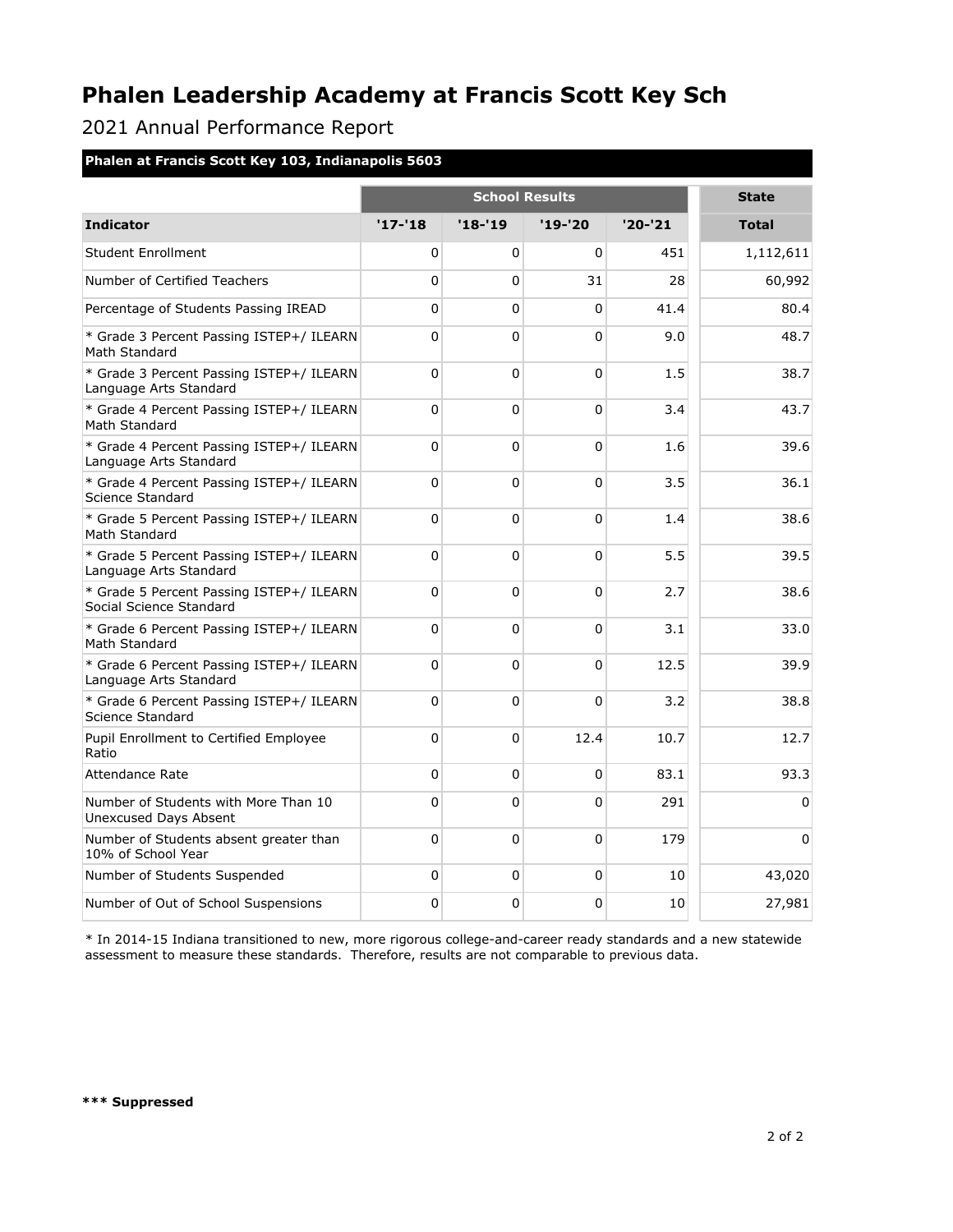# Phalen Leadership Academy at Francis Scott Key Sch

2021 Annual Performance Report

**Phalen at Francis Scott Key 103, Indianapolis 5603**

| | School Results | | | | State |
|---|---|---|---|---|---|
| **Indicator** | **'17-'18** | **'18-'19** | **'19-'20** | **'20-'21** | **Total** |
| Student Enrollment | 0 | 0 | 0 | 451 | 1,112,611 |
| Number of Certified Teachers | 0 | 0 | 31 | 28 | 60,992 |
| Percentage of Students Passing IREAD | 0 | 0 | 0 | 41.4 | 80.4 |
| * Grade 3 Percent Passing ISTEP+/ ILEARN Math Standard | 0 | 0 | 0 | 9.0 | 48.7 |
| * Grade 3 Percent Passing ISTEP+/ ILEARN Language Arts Standard | 0 | 0 | 0 | 1.5 | 38.7 |
| * Grade 4 Percent Passing ISTEP+/ ILEARN Math Standard | 0 | 0 | 0 | 3.4 | 43.7 |
| * Grade 4 Percent Passing ISTEP+/ ILEARN Language Arts Standard | 0 | 0 | 0 | 1.6 | 39.6 |
| * Grade 4 Percent Passing ISTEP+/ ILEARN Science Standard | 0 | 0 | 0 | 3.5 | 36.1 |
| * Grade 5 Percent Passing ISTEP+/ ILEARN Math Standard | 0 | 0 | 0 | 1.4 | 38.6 |
| * Grade 5 Percent Passing ISTEP+/ ILEARN Language Arts Standard | 0 | 0 | 0 | 5.5 | 39.5 |
| * Grade 5 Percent Passing ISTEP+/ ILEARN Social Science Standard | 0 | 0 | 0 | 2.7 | 38.6 |
| * Grade 6 Percent Passing ISTEP+/ ILEARN Math Standard | 0 | 0 | 0 | 3.1 | 33.0 |
| * Grade 6 Percent Passing ISTEP+/ ILEARN Language Arts Standard | 0 | 0 | 0 | 12.5 | 39.9 |
| * Grade 6 Percent Passing ISTEP+/ ILEARN Science Standard | 0 | 0 | 0 | 3.2 | 38.8 |
| Pupil Enrollment to Certified Employee Ratio | 0 | 0 | 12.4 | 10.7 | 12.7 |
| Attendance Rate | 0 | 0 | 0 | 83.1 | 93.3 |
| Number of Students with More Than 10 Unexcused Days Absent | 0 | 0 | 0 | 291 | 0 |
| Number of Students absent greater than 10% of School Year | 0 | 0 | 0 | 179 | 0 |
| Number of Students Suspended | 0 | 0 | 0 | 10 | 43,020 |
| Number of Out of School Suspensions | 0 | 0 | 0 | 10 | 27,981 |

* In 2014-15 Indiana transitioned to new, more rigorous college-and-career ready standards and a new statewide assessment to measure these standards. Therefore, results are not comparable to previous data.

**\*\*\* Suppressed**